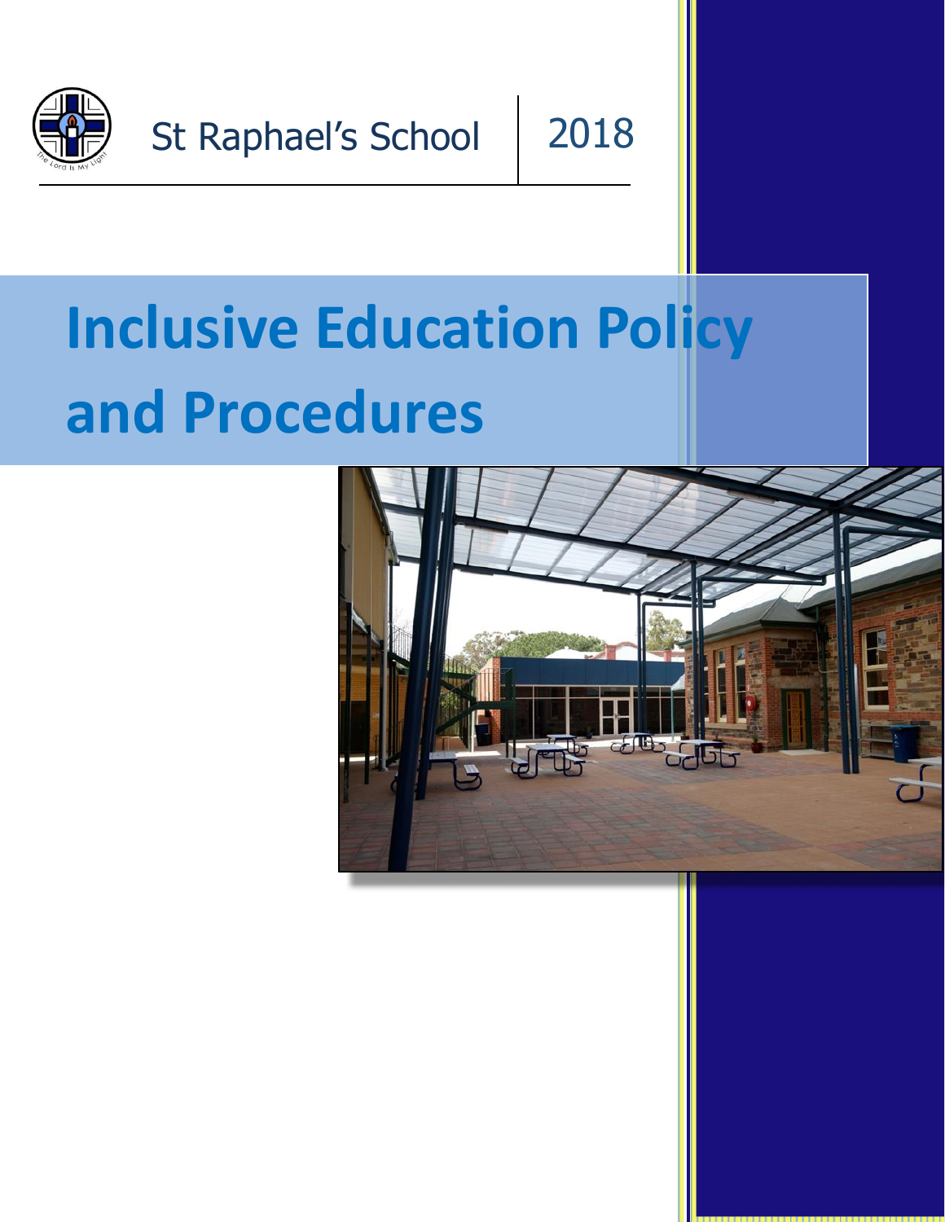St Raphael's School | 2018

# Inclusive Education Policy and Procedures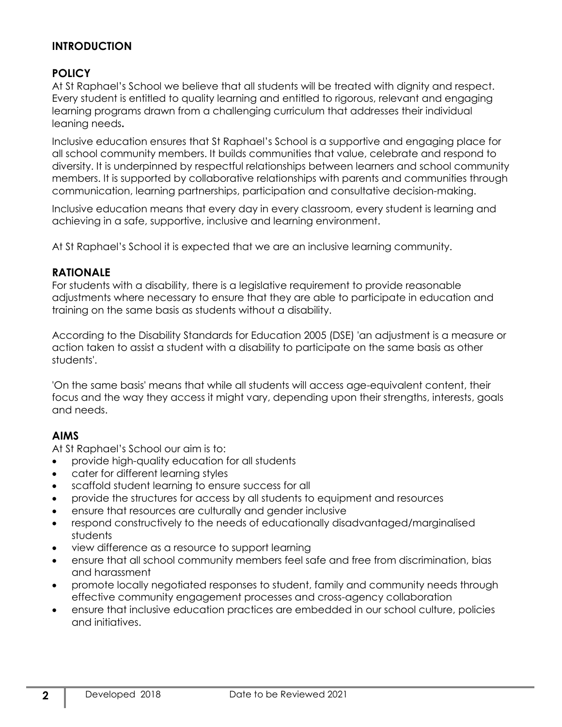## INTRODUCTION

### POLICY

At St Raphael's School we believe that all students will be treated with dignity and respect. Every student is entitled to quality learning and entitled to rigorous, relevant and engaging learning programs drawn from a challenging curriculum that addresses their individual leaning needs**.**

Inclusive education ensures that St Raphael's School is a supportive and engaging place for all school community members. It builds communities that value, celebrate and respond to diversity. It is underpinned by respectful relationships between learners and school community members. It is supported by collaborative relationships with parents and communities through communication, learning partnerships, participation and consultative decision-making.

Inclusive education means that every day in every classroom, every student is learning and achieving in a safe, supportive, inclusive and learning environment.

At St Raphael's School it is expected that we are an inclusive learning community.

### RATIONALE

For students with a disability, there is a legislative requirement to provide reasonable adjustments where necessary to ensure that they are able to participate in education and training on the same basis as students without a disability.

According to the Disability Standards for Education 2005 (DSE) 'an adjustment is a measure or action taken to assist a student with a disability to participate on the same basis as other students'.

'On the same basis' means that while all students will access age-equivalent content, their focus and the way they access it might vary, depending upon their strengths, interests, goals and needs.

### AIMS

At St Raphael's School our aim is to:

- provide high-quality education for all students
- cater for different learning styles
- scaffold student learning to ensure success for all
- provide the structures for access by all students to equipment and resources
- ensure that resources are culturally and gender inclusive
- respond constructively to the needs of educationally disadvantaged/marginalised students
- view difference as a resource to support learning
- ensure that all school community members feel safe and free from discrimination, bias and harassment
- promote locally negotiated responses to student, family and community needs through effective community engagement processes and cross-agency collaboration
- ensure that inclusive education practices are embedded in our school culture, policies and initiatives.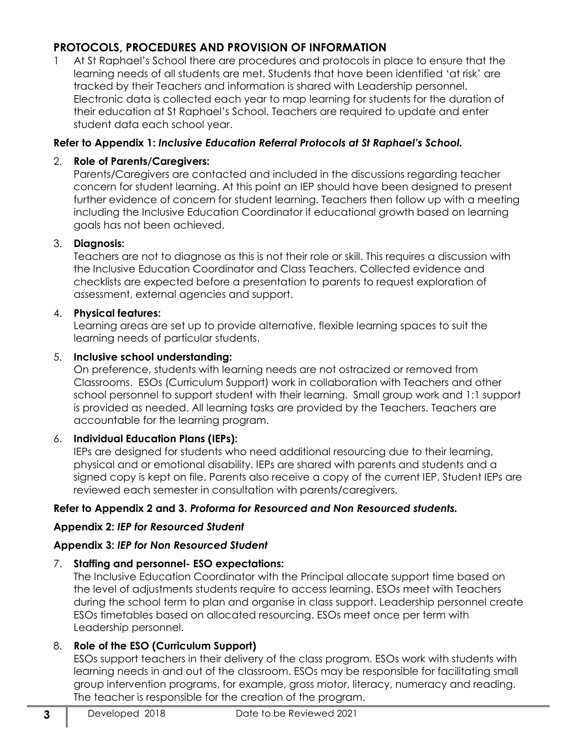## PROTOCOLS, PROCEDURES AND PROVISION OF INFORMATION

1. At St Raphael's School there are procedures and protocols in place to ensure that the learning needs of all students are met. Students that have been identified 'at risk' are tracked by their Teachers and information is shared with Leadership personnel. Electronic data is collected each year to map learning for students for the duration of their education at St Raphael's School. Teachers are required to update and enter student data each school year.

**Refer to Appendix 1:** ***Inclusive Education Referral Protocols at St Raphael's School.***

2. **Role of Parents/Caregivers:**
   Parents/Caregivers are contacted and included in the discussions regarding teacher concern for student learning. At this point an IEP should have been designed to present further evidence of concern for student learning. Teachers then follow up with a meeting including the Inclusive Education Coordinator if educational growth based on learning goals has not been achieved.

3. **Diagnosis:**
   Teachers are not to diagnose as this is not their role or skill. This requires a discussion with the Inclusive Education Coordinator and Class Teachers. Collected evidence and checklists are expected before a presentation to parents to request exploration of assessment, external agencies and support.

4. **Physical features:**
   Learning areas are set up to provide alternative, flexible learning spaces to suit the learning needs of particular students.

5. **Inclusive school understanding:**
   On preference, students with learning needs are not ostracized or removed from Classrooms. ESOs (Curriculum Support) work in collaboration with Teachers and other school personnel to support student with their learning. Small group work and 1:1 support is provided as needed. All learning tasks are provided by the Teachers. Teachers are accountable for the learning program.

6. **Individual Education Plans (IEPs):**
   IEPs are designed for students who need additional resourcing due to their learning, physical and or emotional disability. IEPs are shared with parents and students and a signed copy is kept on file. Parents also receive a copy of the current IEP. Student IEPs are reviewed each semester in consultation with parents/caregivers.

**Refer to Appendix 2 and 3.** ***Proforma for Resourced and Non Resourced students.***

**Appendix 2:** ***IEP for Resourced Student***

**Appendix 3:** ***IEP for Non Resourced Student***

7. **Staffing and personnel- ESO expectations:**
   The Inclusive Education Coordinator with the Principal allocate support time based on the level of adjustments students require to access learning. ESOs meet with Teachers during the school term to plan and organise in class support. Leadership personnel create ESOs timetables based on allocated resourcing. ESOs meet once per term with Leadership personnel.

8. **Role of the ESO (Curriculum Support)**
   ESOs support teachers in their delivery of the class program. ESOs work with students with learning needs in and out of the classroom. ESOs may be responsible for facilitating small group intervention programs, for example, gross motor, literacy, numeracy and reading. The teacher is responsible for the creation of the program.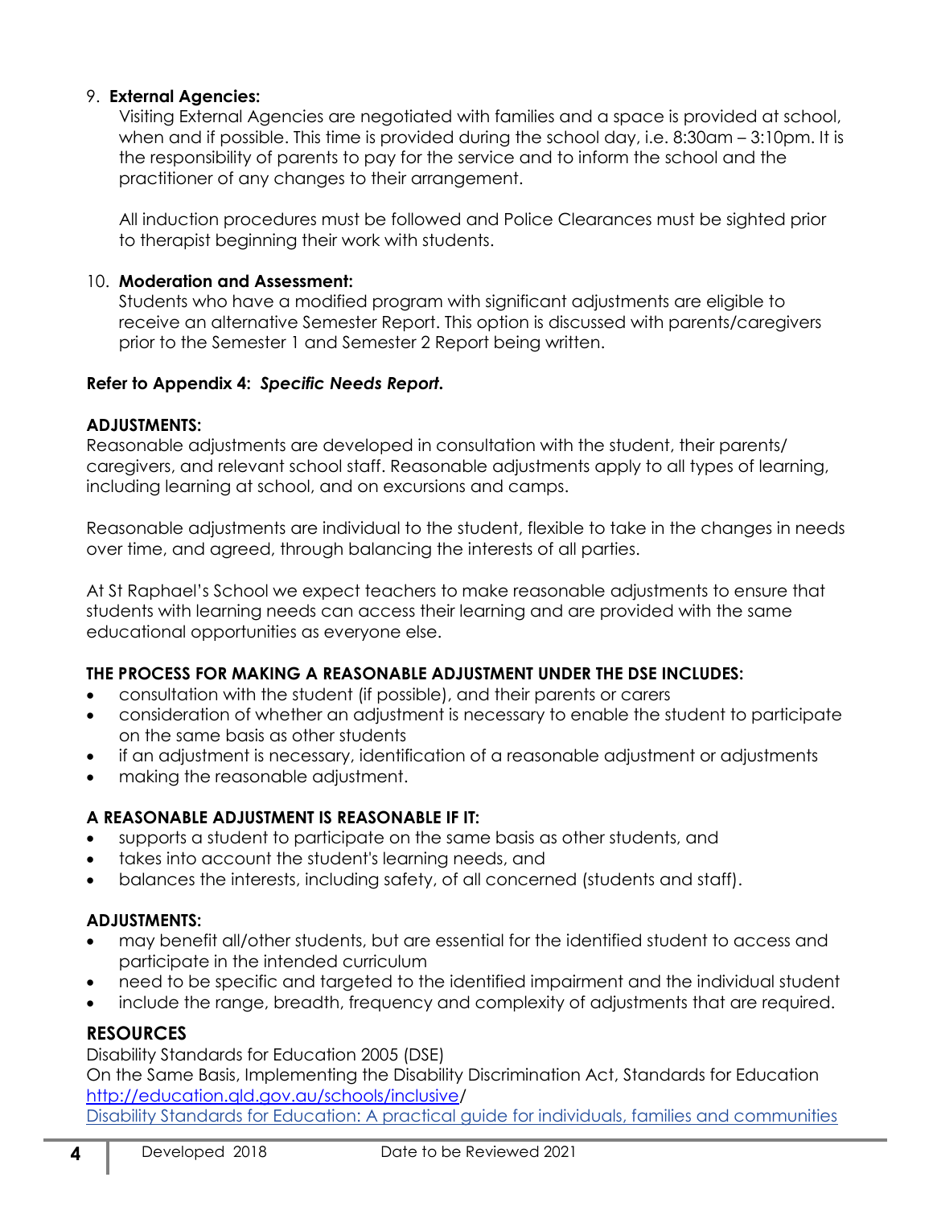9. **External Agencies:**
   Visiting External Agencies are negotiated with families and a space is provided at school, when and if possible. This time is provided during the school day, i.e. 8:30am – 3:10pm. It is the responsibility of parents to pay for the service and to inform the school and the practitioner of any changes to their arrangement.

   All induction procedures must be followed and Police Clearances must be sighted prior to therapist beginning their work with students.

10. **Moderation and Assessment:**
    Students who have a modified program with significant adjustments are eligible to receive an alternative Semester Report. This option is discussed with parents/caregivers prior to the Semester 1 and Semester 2 Report being written.

**Refer to Appendix 4:** ***Specific Needs Report.***

**ADJUSTMENTS:**
Reasonable adjustments are developed in consultation with the student, their parents/ caregivers, and relevant school staff. Reasonable adjustments apply to all types of learning, including learning at school, and on excursions and camps.

Reasonable adjustments are individual to the student, flexible to take in the changes in needs over time, and agreed, through balancing the interests of all parties.

At St Raphael's School we expect teachers to make reasonable adjustments to ensure that students with learning needs can access their learning and are provided with the same educational opportunities as everyone else.

**THE PROCESS FOR MAKING A REASONABLE ADJUSTMENT UNDER THE DSE INCLUDES:**

- consultation with the student (if possible), and their parents or carers
- consideration of whether an adjustment is necessary to enable the student to participate on the same basis as other students
- if an adjustment is necessary, identification of a reasonable adjustment or adjustments
- making the reasonable adjustment.

**A REASONABLE ADJUSTMENT IS REASONABLE IF IT:**

- supports a student to participate on the same basis as other students, and
- takes into account the student's learning needs, and
- balances the interests, including safety, of all concerned (students and staff).

**ADJUSTMENTS:**

- may benefit all/other students, but are essential for the identified student to access and participate in the intended curriculum
- need to be specific and targeted to the identified impairment and the individual student
- include the range, breadth, frequency and complexity of adjustments that are required.

## RESOURCES

Disability Standards for Education 2005 (DSE)
On the Same Basis, Implementing the Disability Discrimination Act, Standards for Education
http://education.qld.gov.au/schools/inclusive/
Disability Standards for Education: A practical guide for individuals, families and communities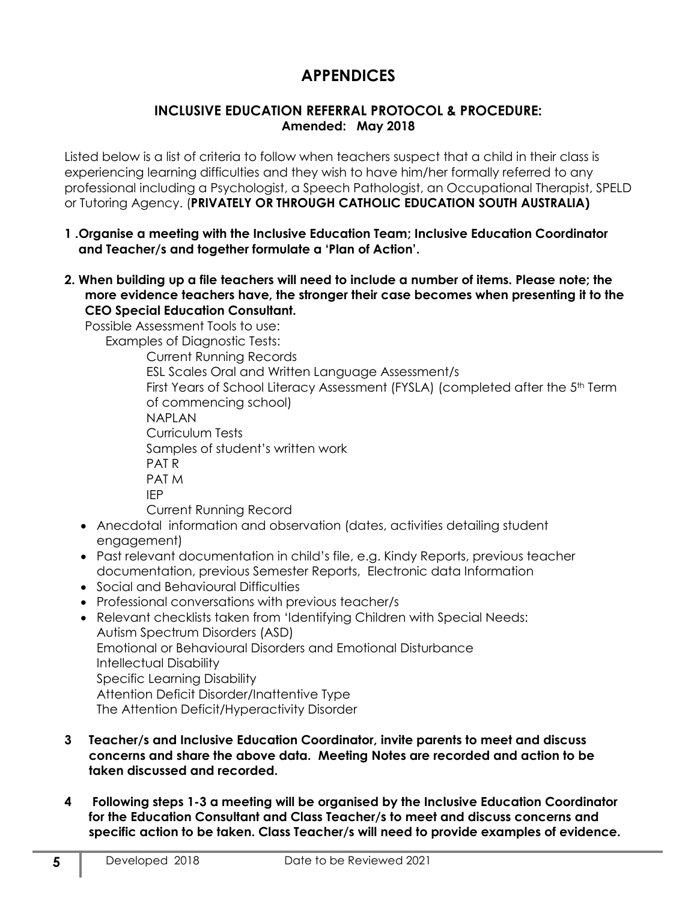# APPENDICES

## INCLUSIVE EDUCATION REFERRAL PROTOCOL & PROCEDURE:
**Amended: May 2018**

Listed below is a list of criteria to follow when teachers suspect that a child in their class is experiencing learning difficulties and they wish to have him/her formally referred to any professional including a Psychologist, a Speech Pathologist, an Occupational Therapist, SPELD or Tutoring Agency. (**PRIVATELY OR THROUGH CATHOLIC EDUCATION SOUTH AUSTRALIA)**

**1 .Organise a meeting with the Inclusive Education Team; Inclusive Education Coordinator and Teacher/s and together formulate a 'Plan of Action'.**

**2. When building up a file teachers will need to include a number of items. Please note; the more evidence teachers have, the stronger their case becomes when presenting it to the CEO Special Education Consultant.**

Possible Assessment Tools to use:

Examples of Diagnostic Tests:

Current Running Records
ESL Scales Oral and Written Language Assessment/s
First Years of School Literacy Assessment (FYSLA) (completed after the 5th Term of commencing school)
NAPLAN
Curriculum Tests
Samples of student's written work
PAT R
PAT M
IEP
Current Running Record

- Anecdotal information and observation (dates, activities detailing student engagement)
- Past relevant documentation in child's file, e.g. Kindy Reports, previous teacher documentation, previous Semester Reports, Electronic data Information
- Social and Behavioural Difficulties
- Professional conversations with previous teacher/s
- Relevant checklists taken from 'Identifying Children with Special Needs:
  Autism Spectrum Disorders (ASD)
  Emotional or Behavioural Disorders and Emotional Disturbance
  Intellectual Disability
  Specific Learning Disability
  Attention Deficit Disorder/Inattentive Type
  The Attention Deficit/Hyperactivity Disorder

**3 Teacher/s and Inclusive Education Coordinator, invite parents to meet and discuss concerns and share the above data. Meeting Notes are recorded and action to be taken discussed and recorded.**

**4 Following steps 1-3 a meeting will be organised by the Inclusive Education Coordinator for the Education Consultant and Class Teacher/s to meet and discuss concerns and specific action to be taken. Class Teacher/s will need to provide examples of evidence.**

Developed 2018 Date to be Reviewed 2021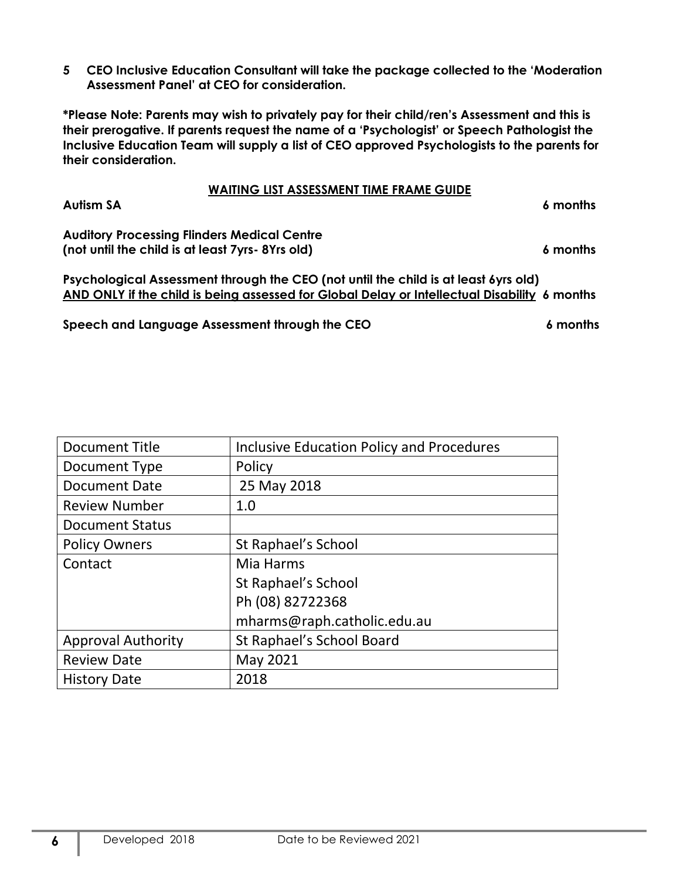**5 CEO Inclusive Education Consultant will take the package collected to the 'Moderation Assessment Panel' at CEO for consideration.**

**\*Please Note: Parents may wish to privately pay for their child/ren's Assessment and this is their prerogative. If parents request the name of a 'Psychologist' or Speech Pathologist the Inclusive Education Team will supply a list of CEO approved Psychologists to the parents for their consideration.**

**<u>WAITING LIST ASSESSMENT TIME FRAME GUIDE</u>**

| | |
|---|---|
| **Autism SA** | **6 months** |
| **Auditory Processing Flinders Medical Centre (not until the child is at least 7yrs- 8Yrs old)** | **6 months** |
| **Psychological Assessment through the CEO (not until the child is at least 6yrs old) <u>AND ONLY if the child is being assessed for Global Delay or Intellectual Disability</u>** | **6 months** |
| **Speech and Language Assessment through the CEO** | **6 months** |

| | |
|---|---|
| Document Title | Inclusive Education Policy and Procedures |
| Document Type | Policy |
| Document Date | 25 May 2018 |
| Review Number | 1.0 |
| Document Status | |
| Policy Owners | St Raphael's School |
| Contact | Mia Harms<br>St Raphael's School<br>Ph (08) 82722368<br>mharms@raph.catholic.edu.au |
| Approval Authority | St Raphael's School Board |
| Review Date | May 2021 |
| History Date | 2018 |